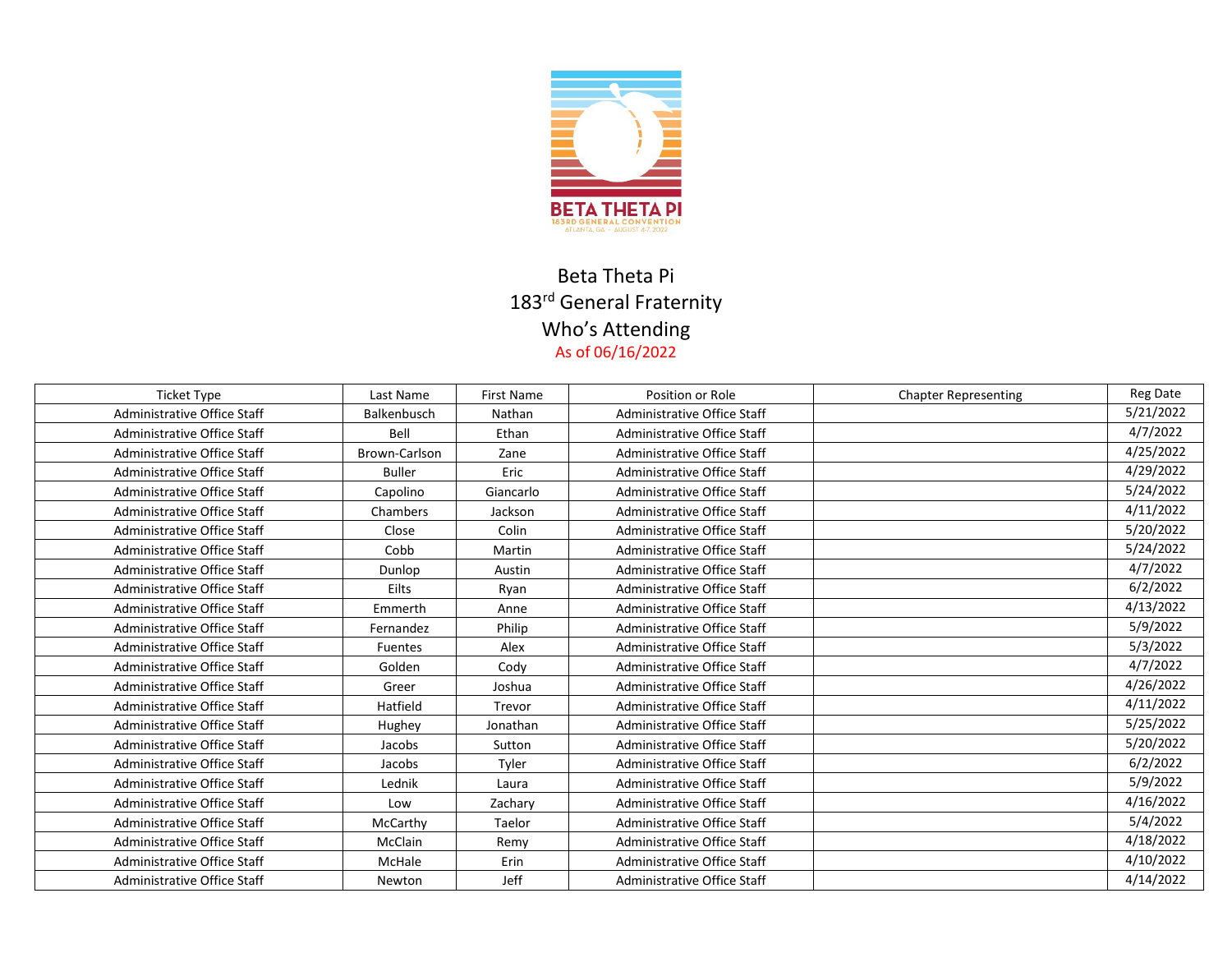Beta Theta Pi
183rd General Fraternity
Who's Attending
As of 06/16/2022

| Ticket Type | Last Name | First Name | Position or Role | Chapter Representing | Reg Date |
|---|---|---|---|---|---|
| Administrative Office Staff | Balkenbusch | Nathan | Administrative Office Staff | | 5/21/2022 |
| Administrative Office Staff | Bell | Ethan | Administrative Office Staff | | 4/7/2022 |
| Administrative Office Staff | Brown-Carlson | Zane | Administrative Office Staff | | 4/25/2022 |
| Administrative Office Staff | Buller | Eric | Administrative Office Staff | | 4/29/2022 |
| Administrative Office Staff | Capolino | Giancarlo | Administrative Office Staff | | 5/24/2022 |
| Administrative Office Staff | Chambers | Jackson | Administrative Office Staff | | 4/11/2022 |
| Administrative Office Staff | Close | Colin | Administrative Office Staff | | 5/20/2022 |
| Administrative Office Staff | Cobb | Martin | Administrative Office Staff | | 5/24/2022 |
| Administrative Office Staff | Dunlop | Austin | Administrative Office Staff | | 4/7/2022 |
| Administrative Office Staff | Eilts | Ryan | Administrative Office Staff | | 6/2/2022 |
| Administrative Office Staff | Emmerth | Anne | Administrative Office Staff | | 4/13/2022 |
| Administrative Office Staff | Fernandez | Philip | Administrative Office Staff | | 5/9/2022 |
| Administrative Office Staff | Fuentes | Alex | Administrative Office Staff | | 5/3/2022 |
| Administrative Office Staff | Golden | Cody | Administrative Office Staff | | 4/7/2022 |
| Administrative Office Staff | Greer | Joshua | Administrative Office Staff | | 4/26/2022 |
| Administrative Office Staff | Hatfield | Trevor | Administrative Office Staff | | 4/11/2022 |
| Administrative Office Staff | Hughey | Jonathan | Administrative Office Staff | | 5/25/2022 |
| Administrative Office Staff | Jacobs | Sutton | Administrative Office Staff | | 5/20/2022 |
| Administrative Office Staff | Jacobs | Tyler | Administrative Office Staff | | 6/2/2022 |
| Administrative Office Staff | Lednik | Laura | Administrative Office Staff | | 5/9/2022 |
| Administrative Office Staff | Low | Zachary | Administrative Office Staff | | 4/16/2022 |
| Administrative Office Staff | McCarthy | Taelor | Administrative Office Staff | | 5/4/2022 |
| Administrative Office Staff | McClain | Remy | Administrative Office Staff | | 4/18/2022 |
| Administrative Office Staff | McHale | Erin | Administrative Office Staff | | 4/10/2022 |
| Administrative Office Staff | Newton | Jeff | Administrative Office Staff | | 4/14/2022 |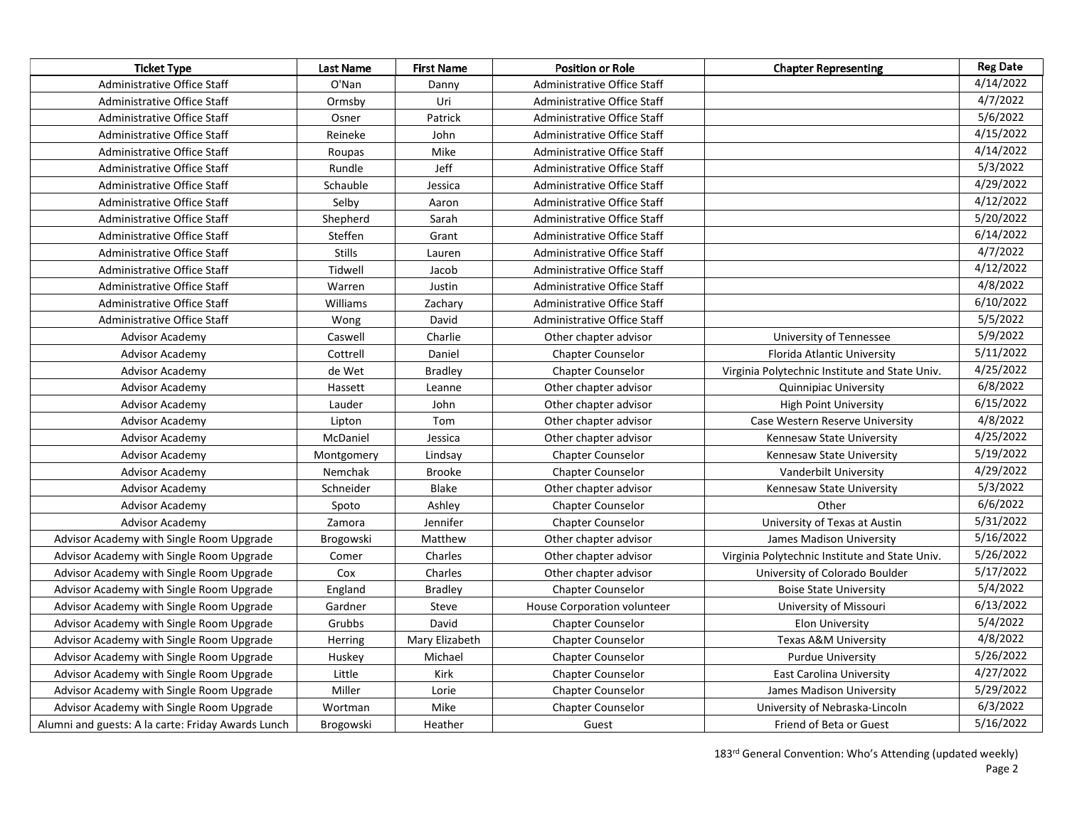| Ticket Type | Last Name | First Name | Position or Role | Chapter Representing | Reg Date |
|---|---|---|---|---|---|
| Administrative Office Staff | O'Nan | Danny | Administrative Office Staff | | 4/14/2022 |
| Administrative Office Staff | Ormsby | Uri | Administrative Office Staff | | 4/7/2022 |
| Administrative Office Staff | Osner | Patrick | Administrative Office Staff | | 5/6/2022 |
| Administrative Office Staff | Reineke | John | Administrative Office Staff | | 4/15/2022 |
| Administrative Office Staff | Roupas | Mike | Administrative Office Staff | | 4/14/2022 |
| Administrative Office Staff | Rundle | Jeff | Administrative Office Staff | | 5/3/2022 |
| Administrative Office Staff | Schauble | Jessica | Administrative Office Staff | | 4/29/2022 |
| Administrative Office Staff | Selby | Aaron | Administrative Office Staff | | 4/12/2022 |
| Administrative Office Staff | Shepherd | Sarah | Administrative Office Staff | | 5/20/2022 |
| Administrative Office Staff | Steffen | Grant | Administrative Office Staff | | 6/14/2022 |
| Administrative Office Staff | Stills | Lauren | Administrative Office Staff | | 4/7/2022 |
| Administrative Office Staff | Tidwell | Jacob | Administrative Office Staff | | 4/12/2022 |
| Administrative Office Staff | Warren | Justin | Administrative Office Staff | | 4/8/2022 |
| Administrative Office Staff | Williams | Zachary | Administrative Office Staff | | 6/10/2022 |
| Administrative Office Staff | Wong | David | Administrative Office Staff | | 5/5/2022 |
| Advisor Academy | Caswell | Charlie | Other chapter advisor | University of Tennessee | 5/9/2022 |
| Advisor Academy | Cottrell | Daniel | Chapter Counselor | Florida Atlantic University | 5/11/2022 |
| Advisor Academy | de Wet | Bradley | Chapter Counselor | Virginia Polytechnic Institute and State Univ. | 4/25/2022 |
| Advisor Academy | Hassett | Leanne | Other chapter advisor | Quinnipiac University | 6/8/2022 |
| Advisor Academy | Lauder | John | Other chapter advisor | High Point University | 6/15/2022 |
| Advisor Academy | Lipton | Tom | Other chapter advisor | Case Western Reserve University | 4/8/2022 |
| Advisor Academy | McDaniel | Jessica | Other chapter advisor | Kennesaw State University | 4/25/2022 |
| Advisor Academy | Montgomery | Lindsay | Chapter Counselor | Kennesaw State University | 5/19/2022 |
| Advisor Academy | Nemchak | Brooke | Chapter Counselor | Vanderbilt University | 4/29/2022 |
| Advisor Academy | Schneider | Blake | Other chapter advisor | Kennesaw State University | 5/3/2022 |
| Advisor Academy | Spoto | Ashley | Chapter Counselor | Other | 6/6/2022 |
| Advisor Academy | Zamora | Jennifer | Chapter Counselor | University of Texas at Austin | 5/31/2022 |
| Advisor Academy with Single Room Upgrade | Brogowski | Matthew | Other chapter advisor | James Madison University | 5/16/2022 |
| Advisor Academy with Single Room Upgrade | Comer | Charles | Other chapter advisor | Virginia Polytechnic Institute and State Univ. | 5/26/2022 |
| Advisor Academy with Single Room Upgrade | Cox | Charles | Other chapter advisor | University of Colorado Boulder | 5/17/2022 |
| Advisor Academy with Single Room Upgrade | England | Bradley | Chapter Counselor | Boise State University | 5/4/2022 |
| Advisor Academy with Single Room Upgrade | Gardner | Steve | House Corporation volunteer | University of Missouri | 6/13/2022 |
| Advisor Academy with Single Room Upgrade | Grubbs | David | Chapter Counselor | Elon University | 5/4/2022 |
| Advisor Academy with Single Room Upgrade | Herring | Mary Elizabeth | Chapter Counselor | Texas A&M University | 4/8/2022 |
| Advisor Academy with Single Room Upgrade | Huskey | Michael | Chapter Counselor | Purdue University | 5/26/2022 |
| Advisor Academy with Single Room Upgrade | Little | Kirk | Chapter Counselor | East Carolina University | 4/27/2022 |
| Advisor Academy with Single Room Upgrade | Miller | Lorie | Chapter Counselor | James Madison University | 5/29/2022 |
| Advisor Academy with Single Room Upgrade | Wortman | Mike | Chapter Counselor | University of Nebraska-Lincoln | 6/3/2022 |
| Alumni and guests: A la carte: Friday Awards Lunch | Brogowski | Heather | Guest | Friend of Beta or Guest | 5/16/2022 |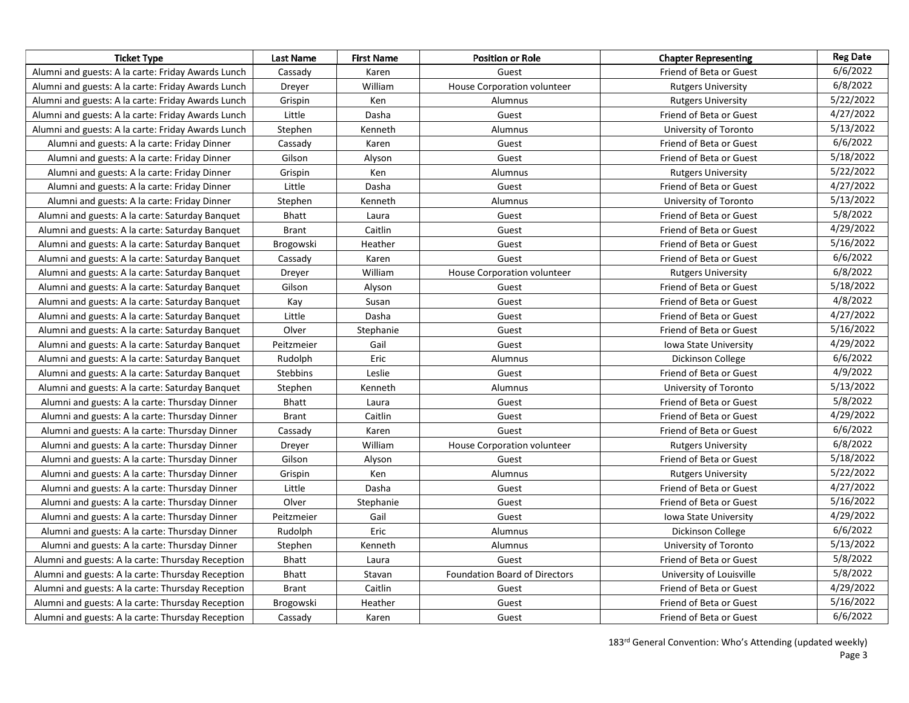| Ticket Type | Last Name | First Name | Position or Role | Chapter Representing | Reg Date |
|---|---|---|---|---|---|
| Alumni and guests: A la carte: Friday Awards Lunch | Cassady | Karen | Guest | Friend of Beta or Guest | 6/6/2022 |
| Alumni and guests: A la carte: Friday Awards Lunch | Dreyer | William | House Corporation volunteer | Rutgers University | 6/8/2022 |
| Alumni and guests: A la carte: Friday Awards Lunch | Grispin | Ken | Alumnus | Rutgers University | 5/22/2022 |
| Alumni and guests: A la carte: Friday Awards Lunch | Little | Dasha | Guest | Friend of Beta or Guest | 4/27/2022 |
| Alumni and guests: A la carte: Friday Awards Lunch | Stephen | Kenneth | Alumnus | University of Toronto | 5/13/2022 |
| Alumni and guests: A la carte: Friday Dinner | Cassady | Karen | Guest | Friend of Beta or Guest | 6/6/2022 |
| Alumni and guests: A la carte: Friday Dinner | Gilson | Alyson | Guest | Friend of Beta or Guest | 5/18/2022 |
| Alumni and guests: A la carte: Friday Dinner | Grispin | Ken | Alumnus | Rutgers University | 5/22/2022 |
| Alumni and guests: A la carte: Friday Dinner | Little | Dasha | Guest | Friend of Beta or Guest | 4/27/2022 |
| Alumni and guests: A la carte: Friday Dinner | Stephen | Kenneth | Alumnus | University of Toronto | 5/13/2022 |
| Alumni and guests: A la carte: Saturday Banquet | Bhatt | Laura | Guest | Friend of Beta or Guest | 5/8/2022 |
| Alumni and guests: A la carte: Saturday Banquet | Brant | Caitlin | Guest | Friend of Beta or Guest | 4/29/2022 |
| Alumni and guests: A la carte: Saturday Banquet | Brogowski | Heather | Guest | Friend of Beta or Guest | 5/16/2022 |
| Alumni and guests: A la carte: Saturday Banquet | Cassady | Karen | Guest | Friend of Beta or Guest | 6/6/2022 |
| Alumni and guests: A la carte: Saturday Banquet | Dreyer | William | House Corporation volunteer | Rutgers University | 6/8/2022 |
| Alumni and guests: A la carte: Saturday Banquet | Gilson | Alyson | Guest | Friend of Beta or Guest | 5/18/2022 |
| Alumni and guests: A la carte: Saturday Banquet | Kay | Susan | Guest | Friend of Beta or Guest | 4/8/2022 |
| Alumni and guests: A la carte: Saturday Banquet | Little | Dasha | Guest | Friend of Beta or Guest | 4/27/2022 |
| Alumni and guests: A la carte: Saturday Banquet | Olver | Stephanie | Guest | Friend of Beta or Guest | 5/16/2022 |
| Alumni and guests: A la carte: Saturday Banquet | Peitzmeier | Gail | Guest | Iowa State University | 4/29/2022 |
| Alumni and guests: A la carte: Saturday Banquet | Rudolph | Eric | Alumnus | Dickinson College | 6/6/2022 |
| Alumni and guests: A la carte: Saturday Banquet | Stebbins | Leslie | Guest | Friend of Beta or Guest | 4/9/2022 |
| Alumni and guests: A la carte: Saturday Banquet | Stephen | Kenneth | Alumnus | University of Toronto | 5/13/2022 |
| Alumni and guests: A la carte: Thursday Dinner | Bhatt | Laura | Guest | Friend of Beta or Guest | 5/8/2022 |
| Alumni and guests: A la carte: Thursday Dinner | Brant | Caitlin | Guest | Friend of Beta or Guest | 4/29/2022 |
| Alumni and guests: A la carte: Thursday Dinner | Cassady | Karen | Guest | Friend of Beta or Guest | 6/6/2022 |
| Alumni and guests: A la carte: Thursday Dinner | Dreyer | William | House Corporation volunteer | Rutgers University | 6/8/2022 |
| Alumni and guests: A la carte: Thursday Dinner | Gilson | Alyson | Guest | Friend of Beta or Guest | 5/18/2022 |
| Alumni and guests: A la carte: Thursday Dinner | Grispin | Ken | Alumnus | Rutgers University | 5/22/2022 |
| Alumni and guests: A la carte: Thursday Dinner | Little | Dasha | Guest | Friend of Beta or Guest | 4/27/2022 |
| Alumni and guests: A la carte: Thursday Dinner | Olver | Stephanie | Guest | Friend of Beta or Guest | 5/16/2022 |
| Alumni and guests: A la carte: Thursday Dinner | Peitzmeier | Gail | Guest | Iowa State University | 4/29/2022 |
| Alumni and guests: A la carte: Thursday Dinner | Rudolph | Eric | Alumnus | Dickinson College | 6/6/2022 |
| Alumni and guests: A la carte: Thursday Dinner | Stephen | Kenneth | Alumnus | University of Toronto | 5/13/2022 |
| Alumni and guests: A la carte: Thursday Reception | Bhatt | Laura | Guest | Friend of Beta or Guest | 5/8/2022 |
| Alumni and guests: A la carte: Thursday Reception | Bhatt | Stavan | Foundation Board of Directors | University of Louisville | 5/8/2022 |
| Alumni and guests: A la carte: Thursday Reception | Brant | Caitlin | Guest | Friend of Beta or Guest | 4/29/2022 |
| Alumni and guests: A la carte: Thursday Reception | Brogowski | Heather | Guest | Friend of Beta or Guest | 5/16/2022 |
| Alumni and guests: A la carte: Thursday Reception | Cassady | Karen | Guest | Friend of Beta or Guest | 6/6/2022 |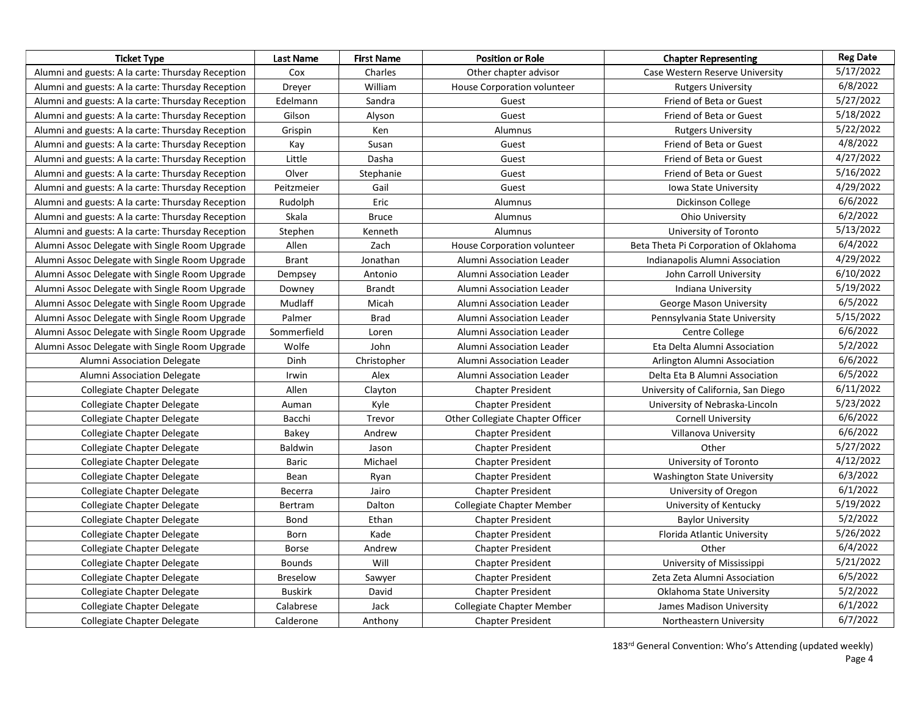| Ticket Type | Last Name | First Name | Position or Role | Chapter Representing | Reg Date |
|---|---|---|---|---|---|
| Alumni and guests: A la carte: Thursday Reception | Cox | Charles | Other chapter advisor | Case Western Reserve University | 5/17/2022 |
| Alumni and guests: A la carte: Thursday Reception | Dreyer | William | House Corporation volunteer | Rutgers University | 6/8/2022 |
| Alumni and guests: A la carte: Thursday Reception | Edelmann | Sandra | Guest | Friend of Beta or Guest | 5/27/2022 |
| Alumni and guests: A la carte: Thursday Reception | Gilson | Alyson | Guest | Friend of Beta or Guest | 5/18/2022 |
| Alumni and guests: A la carte: Thursday Reception | Grispin | Ken | Alumnus | Rutgers University | 5/22/2022 |
| Alumni and guests: A la carte: Thursday Reception | Kay | Susan | Guest | Friend of Beta or Guest | 4/8/2022 |
| Alumni and guests: A la carte: Thursday Reception | Little | Dasha | Guest | Friend of Beta or Guest | 4/27/2022 |
| Alumni and guests: A la carte: Thursday Reception | Olver | Stephanie | Guest | Friend of Beta or Guest | 5/16/2022 |
| Alumni and guests: A la carte: Thursday Reception | Peitzmeier | Gail | Guest | Iowa State University | 4/29/2022 |
| Alumni and guests: A la carte: Thursday Reception | Rudolph | Eric | Alumnus | Dickinson College | 6/6/2022 |
| Alumni and guests: A la carte: Thursday Reception | Skala | Bruce | Alumnus | Ohio University | 6/2/2022 |
| Alumni and guests: A la carte: Thursday Reception | Stephen | Kenneth | Alumnus | University of Toronto | 5/13/2022 |
| Alumni Assoc Delegate with Single Room Upgrade | Allen | Zach | House Corporation volunteer | Beta Theta Pi Corporation of Oklahoma | 6/4/2022 |
| Alumni Assoc Delegate with Single Room Upgrade | Brant | Jonathan | Alumni Association Leader | Indianapolis Alumni Association | 4/29/2022 |
| Alumni Assoc Delegate with Single Room Upgrade | Dempsey | Antonio | Alumni Association Leader | John Carroll University | 6/10/2022 |
| Alumni Assoc Delegate with Single Room Upgrade | Downey | Brandt | Alumni Association Leader | Indiana University | 5/19/2022 |
| Alumni Assoc Delegate with Single Room Upgrade | Mudlaff | Micah | Alumni Association Leader | George Mason University | 6/5/2022 |
| Alumni Assoc Delegate with Single Room Upgrade | Palmer | Brad | Alumni Association Leader | Pennsylvania State University | 5/15/2022 |
| Alumni Assoc Delegate with Single Room Upgrade | Sommerfield | Loren | Alumni Association Leader | Centre College | 6/6/2022 |
| Alumni Assoc Delegate with Single Room Upgrade | Wolfe | John | Alumni Association Leader | Eta Delta Alumni Association | 5/2/2022 |
| Alumni Association Delegate | Dinh | Christopher | Alumni Association Leader | Arlington Alumni Association | 6/6/2022 |
| Alumni Association Delegate | Irwin | Alex | Alumni Association Leader | Delta Eta B Alumni Association | 6/5/2022 |
| Collegiate Chapter Delegate | Allen | Clayton | Chapter President | University of California, San Diego | 6/11/2022 |
| Collegiate Chapter Delegate | Auman | Kyle | Chapter President | University of Nebraska-Lincoln | 5/23/2022 |
| Collegiate Chapter Delegate | Bacchi | Trevor | Other Collegiate Chapter Officer | Cornell University | 6/6/2022 |
| Collegiate Chapter Delegate | Bakey | Andrew | Chapter President | Villanova University | 6/6/2022 |
| Collegiate Chapter Delegate | Baldwin | Jason | Chapter President | Other | 5/27/2022 |
| Collegiate Chapter Delegate | Baric | Michael | Chapter President | University of Toronto | 4/12/2022 |
| Collegiate Chapter Delegate | Bean | Ryan | Chapter President | Washington State University | 6/3/2022 |
| Collegiate Chapter Delegate | Becerra | Jairo | Chapter President | University of Oregon | 6/1/2022 |
| Collegiate Chapter Delegate | Bertram | Dalton | Collegiate Chapter Member | University of Kentucky | 5/19/2022 |
| Collegiate Chapter Delegate | Bond | Ethan | Chapter President | Baylor University | 5/2/2022 |
| Collegiate Chapter Delegate | Born | Kade | Chapter President | Florida Atlantic University | 5/26/2022 |
| Collegiate Chapter Delegate | Borse | Andrew | Chapter President | Other | 6/4/2022 |
| Collegiate Chapter Delegate | Bounds | Will | Chapter President | University of Mississippi | 5/21/2022 |
| Collegiate Chapter Delegate | Breselow | Sawyer | Chapter President | Zeta Zeta Alumni Association | 6/5/2022 |
| Collegiate Chapter Delegate | Buskirk | David | Chapter President | Oklahoma State University | 5/2/2022 |
| Collegiate Chapter Delegate | Calabrese | Jack | Collegiate Chapter Member | James Madison University | 6/1/2022 |
| Collegiate Chapter Delegate | Calderone | Anthony | Chapter President | Northeastern University | 6/7/2022 |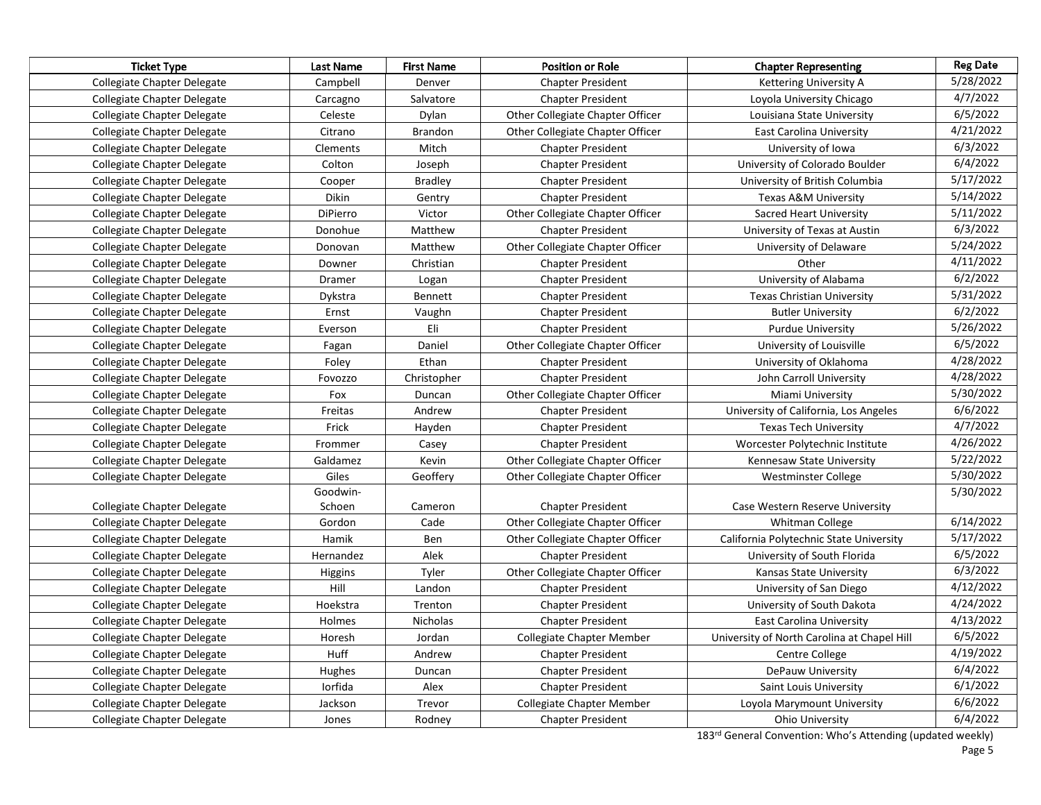| Ticket Type | Last Name | First Name | Position or Role | Chapter Representing | Reg Date |
|---|---|---|---|---|---|
| Collegiate Chapter Delegate | Campbell | Denver | Chapter President | Kettering University A | 5/28/2022 |
| Collegiate Chapter Delegate | Carcagno | Salvatore | Chapter President | Loyola University Chicago | 4/7/2022 |
| Collegiate Chapter Delegate | Celeste | Dylan | Other Collegiate Chapter Officer | Louisiana State University | 6/5/2022 |
| Collegiate Chapter Delegate | Citrano | Brandon | Other Collegiate Chapter Officer | East Carolina University | 4/21/2022 |
| Collegiate Chapter Delegate | Clements | Mitch | Chapter President | University of Iowa | 6/3/2022 |
| Collegiate Chapter Delegate | Colton | Joseph | Chapter President | University of Colorado Boulder | 6/4/2022 |
| Collegiate Chapter Delegate | Cooper | Bradley | Chapter President | University of British Columbia | 5/17/2022 |
| Collegiate Chapter Delegate | Dikin | Gentry | Chapter President | Texas A&M University | 5/14/2022 |
| Collegiate Chapter Delegate | DiPierro | Victor | Other Collegiate Chapter Officer | Sacred Heart University | 5/11/2022 |
| Collegiate Chapter Delegate | Donohue | Matthew | Chapter President | University of Texas at Austin | 6/3/2022 |
| Collegiate Chapter Delegate | Donovan | Matthew | Other Collegiate Chapter Officer | University of Delaware | 5/24/2022 |
| Collegiate Chapter Delegate | Downer | Christian | Chapter President | Other | 4/11/2022 |
| Collegiate Chapter Delegate | Dramer | Logan | Chapter President | University of Alabama | 6/2/2022 |
| Collegiate Chapter Delegate | Dykstra | Bennett | Chapter President | Texas Christian University | 5/31/2022 |
| Collegiate Chapter Delegate | Ernst | Vaughn | Chapter President | Butler University | 6/2/2022 |
| Collegiate Chapter Delegate | Everson | Eli | Chapter President | Purdue University | 5/26/2022 |
| Collegiate Chapter Delegate | Fagan | Daniel | Other Collegiate Chapter Officer | University of Louisville | 6/5/2022 |
| Collegiate Chapter Delegate | Foley | Ethan | Chapter President | University of Oklahoma | 4/28/2022 |
| Collegiate Chapter Delegate | Fovozzo | Christopher | Chapter President | John Carroll University | 4/28/2022 |
| Collegiate Chapter Delegate | Fox | Duncan | Other Collegiate Chapter Officer | Miami University | 5/30/2022 |
| Collegiate Chapter Delegate | Freitas | Andrew | Chapter President | University of California, Los Angeles | 6/6/2022 |
| Collegiate Chapter Delegate | Frick | Hayden | Chapter President | Texas Tech University | 4/7/2022 |
| Collegiate Chapter Delegate | Frommer | Casey | Chapter President | Worcester Polytechnic Institute | 4/26/2022 |
| Collegiate Chapter Delegate | Galdamez | Kevin | Other Collegiate Chapter Officer | Kennesaw State University | 5/22/2022 |
| Collegiate Chapter Delegate | Giles | Geoffery | Other Collegiate Chapter Officer | Westminster College | 5/30/2022 |
| Collegiate Chapter Delegate | Goodwin-Schoen | Cameron | Chapter President | Case Western Reserve University | 5/30/2022 |
| Collegiate Chapter Delegate | Gordon | Cade | Other Collegiate Chapter Officer | Whitman College | 6/14/2022 |
| Collegiate Chapter Delegate | Hamik | Ben | Other Collegiate Chapter Officer | California Polytechnic State University | 5/17/2022 |
| Collegiate Chapter Delegate | Hernandez | Alek | Chapter President | University of South Florida | 6/5/2022 |
| Collegiate Chapter Delegate | Higgins | Tyler | Other Collegiate Chapter Officer | Kansas State University | 6/3/2022 |
| Collegiate Chapter Delegate | Hill | Landon | Chapter President | University of San Diego | 4/12/2022 |
| Collegiate Chapter Delegate | Hoekstra | Trenton | Chapter President | University of South Dakota | 4/24/2022 |
| Collegiate Chapter Delegate | Holmes | Nicholas | Chapter President | East Carolina University | 4/13/2022 |
| Collegiate Chapter Delegate | Horesh | Jordan | Collegiate Chapter Member | University of North Carolina at Chapel Hill | 6/5/2022 |
| Collegiate Chapter Delegate | Huff | Andrew | Chapter President | Centre College | 4/19/2022 |
| Collegiate Chapter Delegate | Hughes | Duncan | Chapter President | DePauw University | 6/4/2022 |
| Collegiate Chapter Delegate | Iorfida | Alex | Chapter President | Saint Louis University | 6/1/2022 |
| Collegiate Chapter Delegate | Jackson | Trevor | Collegiate Chapter Member | Loyola Marymount University | 6/6/2022 |
| Collegiate Chapter Delegate | Jones | Rodney | Chapter President | Ohio University | 6/4/2022 |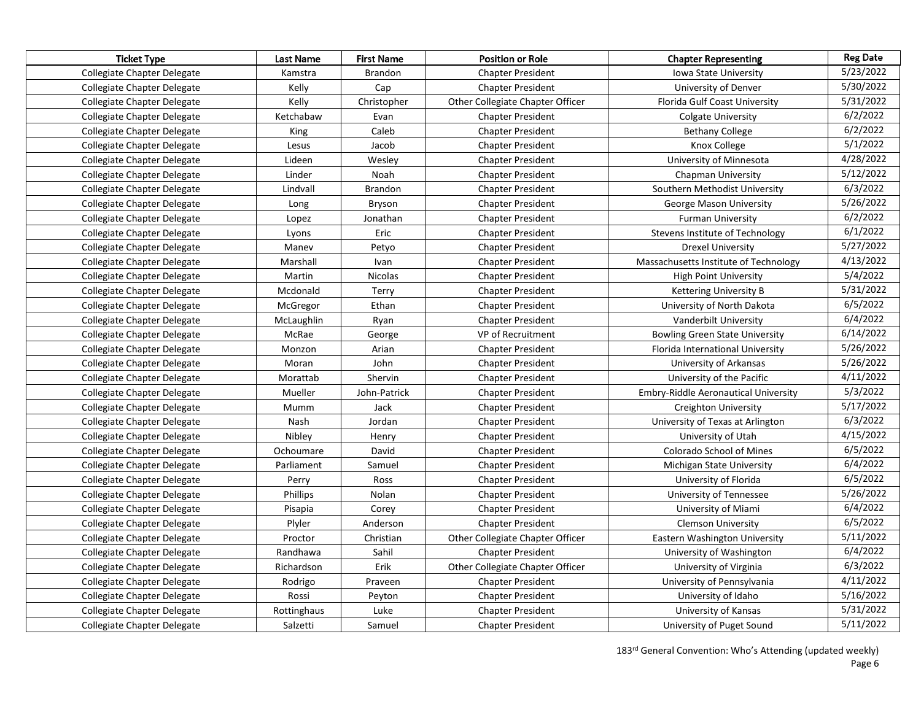| Ticket Type | Last Name | First Name | Position or Role | Chapter Representing | Reg Date |
|---|---|---|---|---|---|
| Collegiate Chapter Delegate | Kamstra | Brandon | Chapter President | Iowa State University | 5/23/2022 |
| Collegiate Chapter Delegate | Kelly | Cap | Chapter President | University of Denver | 5/30/2022 |
| Collegiate Chapter Delegate | Kelly | Christopher | Other Collegiate Chapter Officer | Florida Gulf Coast University | 5/31/2022 |
| Collegiate Chapter Delegate | Ketchabaw | Evan | Chapter President | Colgate University | 6/2/2022 |
| Collegiate Chapter Delegate | King | Caleb | Chapter President | Bethany College | 6/2/2022 |
| Collegiate Chapter Delegate | Lesus | Jacob | Chapter President | Knox College | 5/1/2022 |
| Collegiate Chapter Delegate | Lideen | Wesley | Chapter President | University of Minnesota | 4/28/2022 |
| Collegiate Chapter Delegate | Linder | Noah | Chapter President | Chapman University | 5/12/2022 |
| Collegiate Chapter Delegate | Lindvall | Brandon | Chapter President | Southern Methodist University | 6/3/2022 |
| Collegiate Chapter Delegate | Long | Bryson | Chapter President | George Mason University | 5/26/2022 |
| Collegiate Chapter Delegate | Lopez | Jonathan | Chapter President | Furman University | 6/2/2022 |
| Collegiate Chapter Delegate | Lyons | Eric | Chapter President | Stevens Institute of Technology | 6/1/2022 |
| Collegiate Chapter Delegate | Manev | Petyo | Chapter President | Drexel University | 5/27/2022 |
| Collegiate Chapter Delegate | Marshall | Ivan | Chapter President | Massachusetts Institute of Technology | 4/13/2022 |
| Collegiate Chapter Delegate | Martin | Nicolas | Chapter President | High Point University | 5/4/2022 |
| Collegiate Chapter Delegate | Mcdonald | Terry | Chapter President | Kettering University B | 5/31/2022 |
| Collegiate Chapter Delegate | McGregor | Ethan | Chapter President | University of North Dakota | 6/5/2022 |
| Collegiate Chapter Delegate | McLaughlin | Ryan | Chapter President | Vanderbilt University | 6/4/2022 |
| Collegiate Chapter Delegate | McRae | George | VP of Recruitment | Bowling Green State University | 6/14/2022 |
| Collegiate Chapter Delegate | Monzon | Arian | Chapter President | Florida International University | 5/26/2022 |
| Collegiate Chapter Delegate | Moran | John | Chapter President | University of Arkansas | 5/26/2022 |
| Collegiate Chapter Delegate | Morattab | Shervin | Chapter President | University of the Pacific | 4/11/2022 |
| Collegiate Chapter Delegate | Mueller | John-Patrick | Chapter President | Embry-Riddle Aeronautical University | 5/3/2022 |
| Collegiate Chapter Delegate | Mumm | Jack | Chapter President | Creighton University | 5/17/2022 |
| Collegiate Chapter Delegate | Nash | Jordan | Chapter President | University of Texas at Arlington | 6/3/2022 |
| Collegiate Chapter Delegate | Nibley | Henry | Chapter President | University of Utah | 4/15/2022 |
| Collegiate Chapter Delegate | Ochoumare | David | Chapter President | Colorado School of Mines | 6/5/2022 |
| Collegiate Chapter Delegate | Parliament | Samuel | Chapter President | Michigan State University | 6/4/2022 |
| Collegiate Chapter Delegate | Perry | Ross | Chapter President | University of Florida | 6/5/2022 |
| Collegiate Chapter Delegate | Phillips | Nolan | Chapter President | University of Tennessee | 5/26/2022 |
| Collegiate Chapter Delegate | Pisapia | Corey | Chapter President | University of Miami | 6/4/2022 |
| Collegiate Chapter Delegate | Plyler | Anderson | Chapter President | Clemson University | 6/5/2022 |
| Collegiate Chapter Delegate | Proctor | Christian | Other Collegiate Chapter Officer | Eastern Washington University | 5/11/2022 |
| Collegiate Chapter Delegate | Randhawa | Sahil | Chapter President | University of Washington | 6/4/2022 |
| Collegiate Chapter Delegate | Richardson | Erik | Other Collegiate Chapter Officer | University of Virginia | 6/3/2022 |
| Collegiate Chapter Delegate | Rodrigo | Praveen | Chapter President | University of Pennsylvania | 4/11/2022 |
| Collegiate Chapter Delegate | Rossi | Peyton | Chapter President | University of Idaho | 5/16/2022 |
| Collegiate Chapter Delegate | Rottinghaus | Luke | Chapter President | University of Kansas | 5/31/2022 |
| Collegiate Chapter Delegate | Salzetti | Samuel | Chapter President | University of Puget Sound | 5/11/2022 |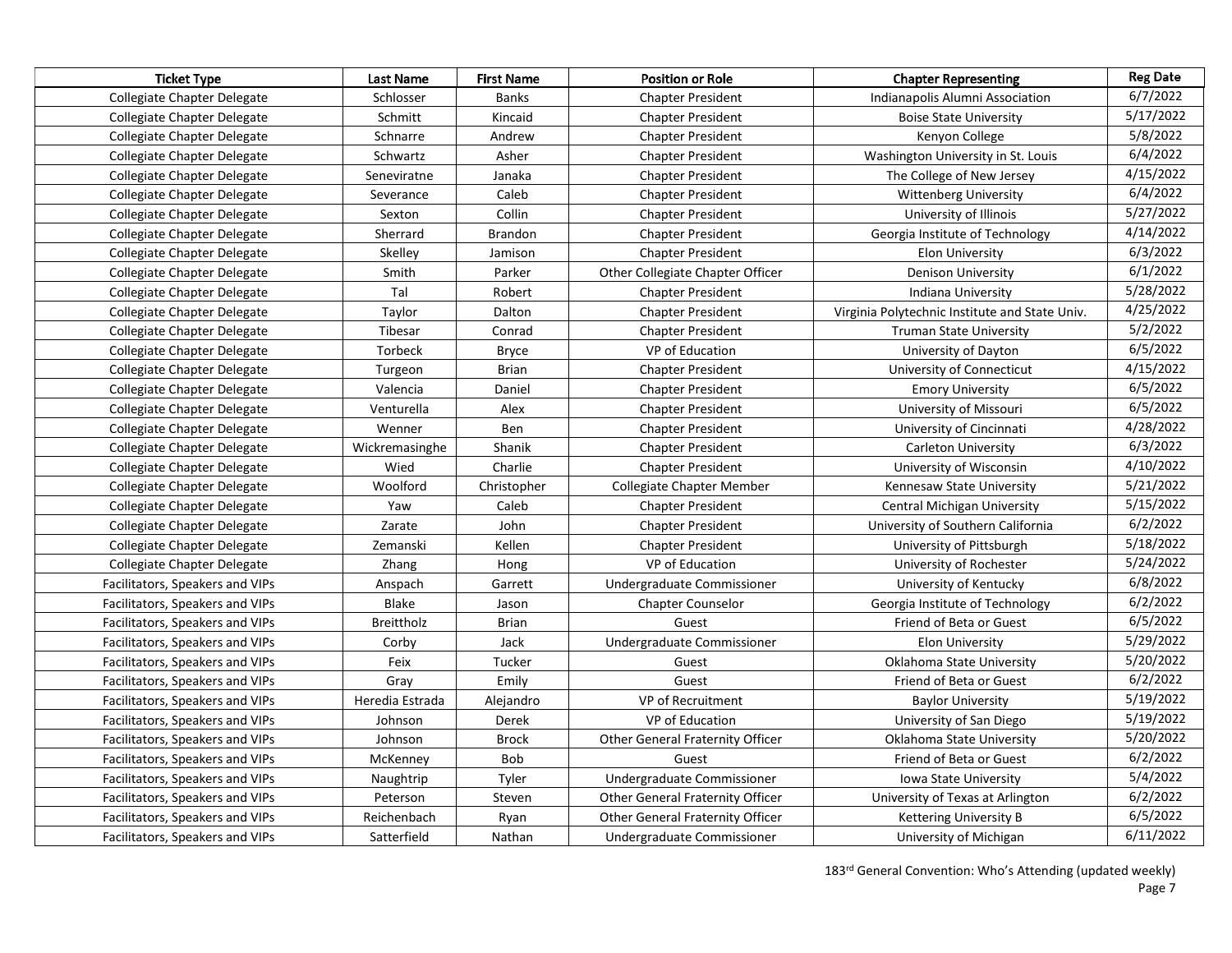| Ticket Type | Last Name | First Name | Position or Role | Chapter Representing | Reg Date |
|---|---|---|---|---|---|
| Collegiate Chapter Delegate | Schlosser | Banks | Chapter President | Indianapolis Alumni Association | 6/7/2022 |
| Collegiate Chapter Delegate | Schmitt | Kincaid | Chapter President | Boise State University | 5/17/2022 |
| Collegiate Chapter Delegate | Schnarre | Andrew | Chapter President | Kenyon College | 5/8/2022 |
| Collegiate Chapter Delegate | Schwartz | Asher | Chapter President | Washington University in St. Louis | 6/4/2022 |
| Collegiate Chapter Delegate | Seneviratne | Janaka | Chapter President | The College of New Jersey | 4/15/2022 |
| Collegiate Chapter Delegate | Severance | Caleb | Chapter President | Wittenberg University | 6/4/2022 |
| Collegiate Chapter Delegate | Sexton | Collin | Chapter President | University of Illinois | 5/27/2022 |
| Collegiate Chapter Delegate | Sherrard | Brandon | Chapter President | Georgia Institute of Technology | 4/14/2022 |
| Collegiate Chapter Delegate | Skelley | Jamison | Chapter President | Elon University | 6/3/2022 |
| Collegiate Chapter Delegate | Smith | Parker | Other Collegiate Chapter Officer | Denison University | 6/1/2022 |
| Collegiate Chapter Delegate | Tal | Robert | Chapter President | Indiana University | 5/28/2022 |
| Collegiate Chapter Delegate | Taylor | Dalton | Chapter President | Virginia Polytechnic Institute and State Univ. | 4/25/2022 |
| Collegiate Chapter Delegate | Tibesar | Conrad | Chapter President | Truman State University | 5/2/2022 |
| Collegiate Chapter Delegate | Torbeck | Bryce | VP of Education | University of Dayton | 6/5/2022 |
| Collegiate Chapter Delegate | Turgeon | Brian | Chapter President | University of Connecticut | 4/15/2022 |
| Collegiate Chapter Delegate | Valencia | Daniel | Chapter President | Emory University | 6/5/2022 |
| Collegiate Chapter Delegate | Venturella | Alex | Chapter President | University of Missouri | 6/5/2022 |
| Collegiate Chapter Delegate | Wenner | Ben | Chapter President | University of Cincinnati | 4/28/2022 |
| Collegiate Chapter Delegate | Wickremasinghe | Shanik | Chapter President | Carleton University | 6/3/2022 |
| Collegiate Chapter Delegate | Wied | Charlie | Chapter President | University of Wisconsin | 4/10/2022 |
| Collegiate Chapter Delegate | Woolford | Christopher | Collegiate Chapter Member | Kennesaw State University | 5/21/2022 |
| Collegiate Chapter Delegate | Yaw | Caleb | Chapter President | Central Michigan University | 5/15/2022 |
| Collegiate Chapter Delegate | Zarate | John | Chapter President | University of Southern California | 6/2/2022 |
| Collegiate Chapter Delegate | Zemanski | Kellen | Chapter President | University of Pittsburgh | 5/18/2022 |
| Collegiate Chapter Delegate | Zhang | Hong | VP of Education | University of Rochester | 5/24/2022 |
| Facilitators, Speakers and VIPs | Anspach | Garrett | Undergraduate Commissioner | University of Kentucky | 6/8/2022 |
| Facilitators, Speakers and VIPs | Blake | Jason | Chapter Counselor | Georgia Institute of Technology | 6/2/2022 |
| Facilitators, Speakers and VIPs | Breittholz | Brian | Guest | Friend of Beta or Guest | 6/5/2022 |
| Facilitators, Speakers and VIPs | Corby | Jack | Undergraduate Commissioner | Elon University | 5/29/2022 |
| Facilitators, Speakers and VIPs | Feix | Tucker | Guest | Oklahoma State University | 5/20/2022 |
| Facilitators, Speakers and VIPs | Gray | Emily | Guest | Friend of Beta or Guest | 6/2/2022 |
| Facilitators, Speakers and VIPs | Heredia Estrada | Alejandro | VP of Recruitment | Baylor University | 5/19/2022 |
| Facilitators, Speakers and VIPs | Johnson | Derek | VP of Education | University of San Diego | 5/19/2022 |
| Facilitators, Speakers and VIPs | Johnson | Brock | Other General Fraternity Officer | Oklahoma State University | 5/20/2022 |
| Facilitators, Speakers and VIPs | McKenney | Bob | Guest | Friend of Beta or Guest | 6/2/2022 |
| Facilitators, Speakers and VIPs | Naughtrip | Tyler | Undergraduate Commissioner | Iowa State University | 5/4/2022 |
| Facilitators, Speakers and VIPs | Peterson | Steven | Other General Fraternity Officer | University of Texas at Arlington | 6/2/2022 |
| Facilitators, Speakers and VIPs | Reichenbach | Ryan | Other General Fraternity Officer | Kettering University B | 6/5/2022 |
| Facilitators, Speakers and VIPs | Satterfield | Nathan | Undergraduate Commissioner | University of Michigan | 6/11/2022 |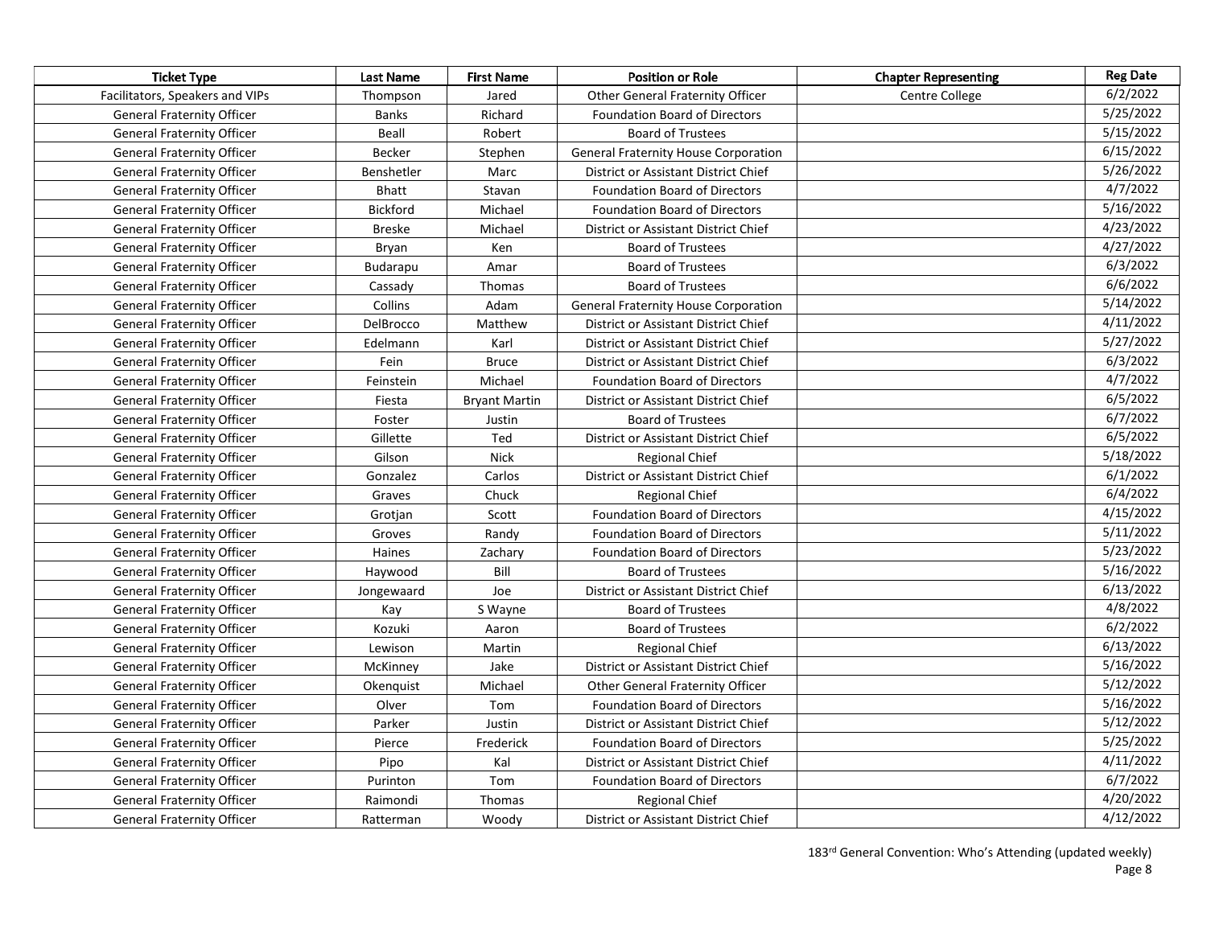| Ticket Type | Last Name | First Name | Position or Role | Chapter Representing | Reg Date |
|---|---|---|---|---|---|
| Facilitators, Speakers and VIPs | Thompson | Jared | Other General Fraternity Officer | Centre College | 6/2/2022 |
| General Fraternity Officer | Banks | Richard | Foundation Board of Directors | | 5/25/2022 |
| General Fraternity Officer | Beall | Robert | Board of Trustees | | 5/15/2022 |
| General Fraternity Officer | Becker | Stephen | General Fraternity House Corporation | | 6/15/2022 |
| General Fraternity Officer | Benshetler | Marc | District or Assistant District Chief | | 5/26/2022 |
| General Fraternity Officer | Bhatt | Stavan | Foundation Board of Directors | | 4/7/2022 |
| General Fraternity Officer | Bickford | Michael | Foundation Board of Directors | | 5/16/2022 |
| General Fraternity Officer | Breske | Michael | District or Assistant District Chief | | 4/23/2022 |
| General Fraternity Officer | Bryan | Ken | Board of Trustees | | 4/27/2022 |
| General Fraternity Officer | Budarapu | Amar | Board of Trustees | | 6/3/2022 |
| General Fraternity Officer | Cassady | Thomas | Board of Trustees | | 6/6/2022 |
| General Fraternity Officer | Collins | Adam | General Fraternity House Corporation | | 5/14/2022 |
| General Fraternity Officer | DelBrocco | Matthew | District or Assistant District Chief | | 4/11/2022 |
| General Fraternity Officer | Edelmann | Karl | District or Assistant District Chief | | 5/27/2022 |
| General Fraternity Officer | Fein | Bruce | District or Assistant District Chief | | 6/3/2022 |
| General Fraternity Officer | Feinstein | Michael | Foundation Board of Directors | | 4/7/2022 |
| General Fraternity Officer | Fiesta | Bryant Martin | District or Assistant District Chief | | 6/5/2022 |
| General Fraternity Officer | Foster | Justin | Board of Trustees | | 6/7/2022 |
| General Fraternity Officer | Gillette | Ted | District or Assistant District Chief | | 6/5/2022 |
| General Fraternity Officer | Gilson | Nick | Regional Chief | | 5/18/2022 |
| General Fraternity Officer | Gonzalez | Carlos | District or Assistant District Chief | | 6/1/2022 |
| General Fraternity Officer | Graves | Chuck | Regional Chief | | 6/4/2022 |
| General Fraternity Officer | Grotjan | Scott | Foundation Board of Directors | | 4/15/2022 |
| General Fraternity Officer | Groves | Randy | Foundation Board of Directors | | 5/11/2022 |
| General Fraternity Officer | Haines | Zachary | Foundation Board of Directors | | 5/23/2022 |
| General Fraternity Officer | Haywood | Bill | Board of Trustees | | 5/16/2022 |
| General Fraternity Officer | Jongewaard | Joe | District or Assistant District Chief | | 6/13/2022 |
| General Fraternity Officer | Kay | S Wayne | Board of Trustees | | 4/8/2022 |
| General Fraternity Officer | Kozuki | Aaron | Board of Trustees | | 6/2/2022 |
| General Fraternity Officer | Lewison | Martin | Regional Chief | | 6/13/2022 |
| General Fraternity Officer | McKinney | Jake | District or Assistant District Chief | | 5/16/2022 |
| General Fraternity Officer | Okenquist | Michael | Other General Fraternity Officer | | 5/12/2022 |
| General Fraternity Officer | Olver | Tom | Foundation Board of Directors | | 5/16/2022 |
| General Fraternity Officer | Parker | Justin | District or Assistant District Chief | | 5/12/2022 |
| General Fraternity Officer | Pierce | Frederick | Foundation Board of Directors | | 5/25/2022 |
| General Fraternity Officer | Pipo | Kal | District or Assistant District Chief | | 4/11/2022 |
| General Fraternity Officer | Purinton | Tom | Foundation Board of Directors | | 6/7/2022 |
| General Fraternity Officer | Raimondi | Thomas | Regional Chief | | 4/20/2022 |
| General Fraternity Officer | Ratterman | Woody | District or Assistant District Chief | | 4/12/2022 |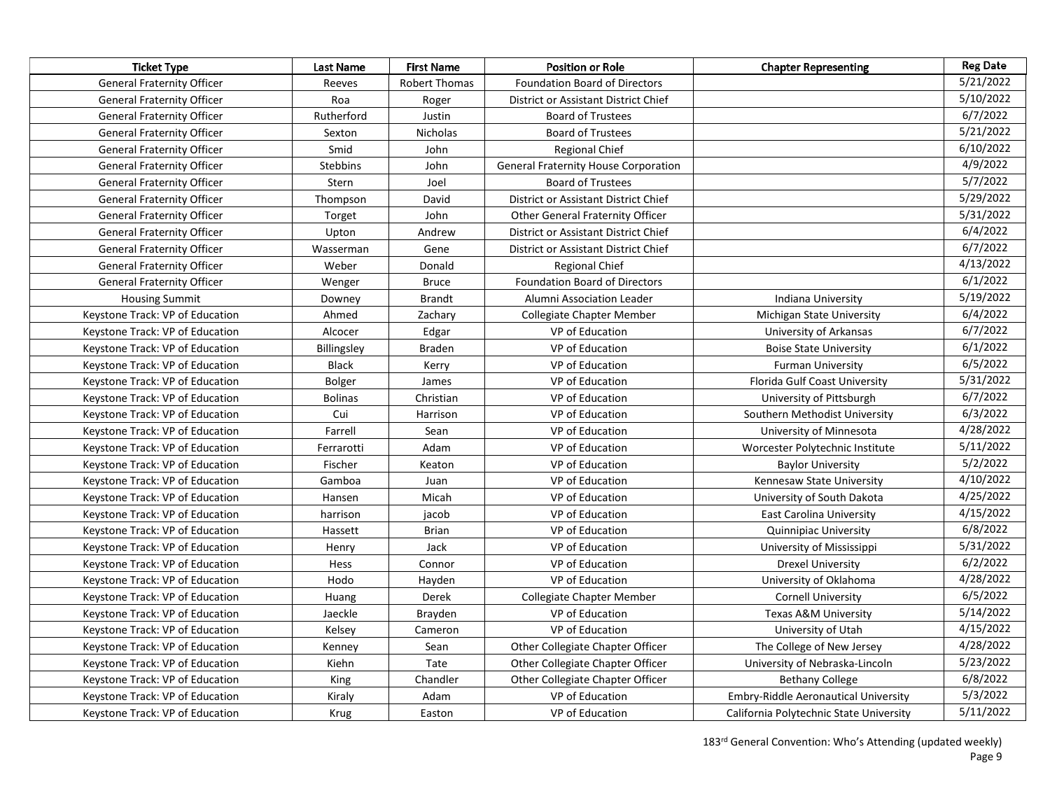| Ticket Type | Last Name | First Name | Position or Role | Chapter Representing | Reg Date |
|---|---|---|---|---|---|
| General Fraternity Officer | Reeves | Robert Thomas | Foundation Board of Directors | | 5/21/2022 |
| General Fraternity Officer | Roa | Roger | District or Assistant District Chief | | 5/10/2022 |
| General Fraternity Officer | Rutherford | Justin | Board of Trustees | | 6/7/2022 |
| General Fraternity Officer | Sexton | Nicholas | Board of Trustees | | 5/21/2022 |
| General Fraternity Officer | Smid | John | Regional Chief | | 6/10/2022 |
| General Fraternity Officer | Stebbins | John | General Fraternity House Corporation | | 4/9/2022 |
| General Fraternity Officer | Stern | Joel | Board of Trustees | | 5/7/2022 |
| General Fraternity Officer | Thompson | David | District or Assistant District Chief | | 5/29/2022 |
| General Fraternity Officer | Torget | John | Other General Fraternity Officer | | 5/31/2022 |
| General Fraternity Officer | Upton | Andrew | District or Assistant District Chief | | 6/4/2022 |
| General Fraternity Officer | Wasserman | Gene | District or Assistant District Chief | | 6/7/2022 |
| General Fraternity Officer | Weber | Donald | Regional Chief | | 4/13/2022 |
| General Fraternity Officer | Wenger | Bruce | Foundation Board of Directors | | 6/1/2022 |
| Housing Summit | Downey | Brandt | Alumni Association Leader | Indiana University | 5/19/2022 |
| Keystone Track: VP of Education | Ahmed | Zachary | Collegiate Chapter Member | Michigan State University | 6/4/2022 |
| Keystone Track: VP of Education | Alcocer | Edgar | VP of Education | University of Arkansas | 6/7/2022 |
| Keystone Track: VP of Education | Billingsley | Braden | VP of Education | Boise State University | 6/1/2022 |
| Keystone Track: VP of Education | Black | Kerry | VP of Education | Furman University | 6/5/2022 |
| Keystone Track: VP of Education | Bolger | James | VP of Education | Florida Gulf Coast University | 5/31/2022 |
| Keystone Track: VP of Education | Bolinas | Christian | VP of Education | University of Pittsburgh | 6/7/2022 |
| Keystone Track: VP of Education | Cui | Harrison | VP of Education | Southern Methodist University | 6/3/2022 |
| Keystone Track: VP of Education | Farrell | Sean | VP of Education | University of Minnesota | 4/28/2022 |
| Keystone Track: VP of Education | Ferrarotti | Adam | VP of Education | Worcester Polytechnic Institute | 5/11/2022 |
| Keystone Track: VP of Education | Fischer | Keaton | VP of Education | Baylor University | 5/2/2022 |
| Keystone Track: VP of Education | Gamboa | Juan | VP of Education | Kennesaw State University | 4/10/2022 |
| Keystone Track: VP of Education | Hansen | Micah | VP of Education | University of South Dakota | 4/25/2022 |
| Keystone Track: VP of Education | harrison | jacob | VP of Education | East Carolina University | 4/15/2022 |
| Keystone Track: VP of Education | Hassett | Brian | VP of Education | Quinnipiac University | 6/8/2022 |
| Keystone Track: VP of Education | Henry | Jack | VP of Education | University of Mississippi | 5/31/2022 |
| Keystone Track: VP of Education | Hess | Connor | VP of Education | Drexel University | 6/2/2022 |
| Keystone Track: VP of Education | Hodo | Hayden | VP of Education | University of Oklahoma | 4/28/2022 |
| Keystone Track: VP of Education | Huang | Derek | Collegiate Chapter Member | Cornell University | 6/5/2022 |
| Keystone Track: VP of Education | Jaeckle | Brayden | VP of Education | Texas A&M University | 5/14/2022 |
| Keystone Track: VP of Education | Kelsey | Cameron | VP of Education | University of Utah | 4/15/2022 |
| Keystone Track: VP of Education | Kenney | Sean | Other Collegiate Chapter Officer | The College of New Jersey | 4/28/2022 |
| Keystone Track: VP of Education | Kiehn | Tate | Other Collegiate Chapter Officer | University of Nebraska-Lincoln | 5/23/2022 |
| Keystone Track: VP of Education | King | Chandler | Other Collegiate Chapter Officer | Bethany College | 6/8/2022 |
| Keystone Track: VP of Education | Kiraly | Adam | VP of Education | Embry-Riddle Aeronautical University | 5/3/2022 |
| Keystone Track: VP of Education | Krug | Easton | VP of Education | California Polytechnic State University | 5/11/2022 |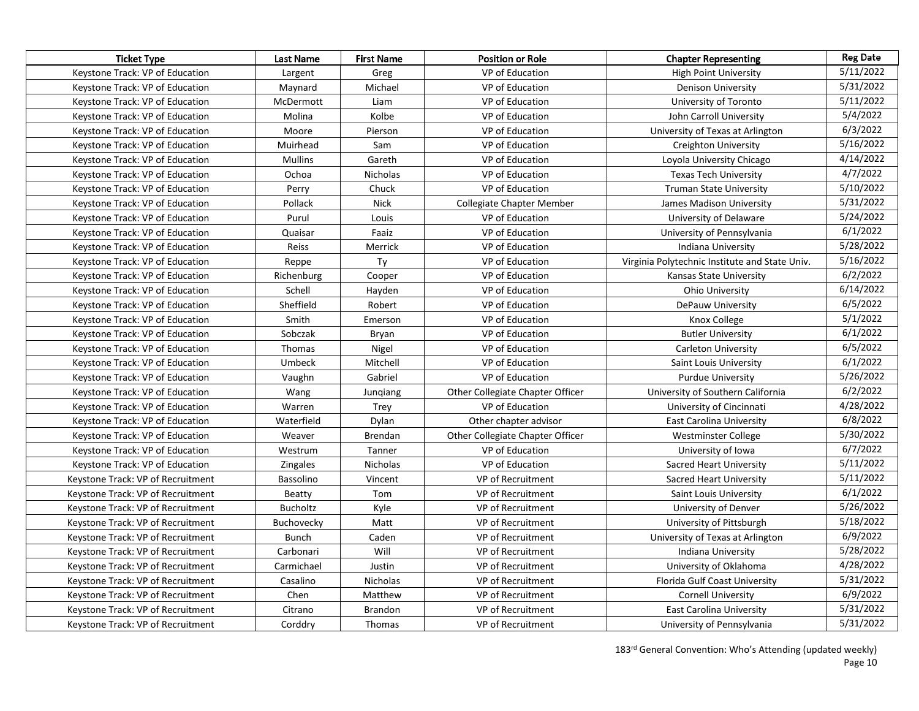| Ticket Type | Last Name | First Name | Position or Role | Chapter Representing | Reg Date |
|---|---|---|---|---|---|
| Keystone Track: VP of Education | Largent | Greg | VP of Education | High Point University | 5/11/2022 |
| Keystone Track: VP of Education | Maynard | Michael | VP of Education | Denison University | 5/31/2022 |
| Keystone Track: VP of Education | McDermott | Liam | VP of Education | University of Toronto | 5/11/2022 |
| Keystone Track: VP of Education | Molina | Kolbe | VP of Education | John Carroll University | 5/4/2022 |
| Keystone Track: VP of Education | Moore | Pierson | VP of Education | University of Texas at Arlington | 6/3/2022 |
| Keystone Track: VP of Education | Muirhead | Sam | VP of Education | Creighton University | 5/16/2022 |
| Keystone Track: VP of Education | Mullins | Gareth | VP of Education | Loyola University Chicago | 4/14/2022 |
| Keystone Track: VP of Education | Ochoa | Nicholas | VP of Education | Texas Tech University | 4/7/2022 |
| Keystone Track: VP of Education | Perry | Chuck | VP of Education | Truman State University | 5/10/2022 |
| Keystone Track: VP of Education | Pollack | Nick | Collegiate Chapter Member | James Madison University | 5/31/2022 |
| Keystone Track: VP of Education | Purul | Louis | VP of Education | University of Delaware | 5/24/2022 |
| Keystone Track: VP of Education | Quaisar | Faaiz | VP of Education | University of Pennsylvania | 6/1/2022 |
| Keystone Track: VP of Education | Reiss | Merrick | VP of Education | Indiana University | 5/28/2022 |
| Keystone Track: VP of Education | Reppe | Ty | VP of Education | Virginia Polytechnic Institute and State Univ. | 5/16/2022 |
| Keystone Track: VP of Education | Richenburg | Cooper | VP of Education | Kansas State University | 6/2/2022 |
| Keystone Track: VP of Education | Schell | Hayden | VP of Education | Ohio University | 6/14/2022 |
| Keystone Track: VP of Education | Sheffield | Robert | VP of Education | DePauw University | 6/5/2022 |
| Keystone Track: VP of Education | Smith | Emerson | VP of Education | Knox College | 5/1/2022 |
| Keystone Track: VP of Education | Sobczak | Bryan | VP of Education | Butler University | 6/1/2022 |
| Keystone Track: VP of Education | Thomas | Nigel | VP of Education | Carleton University | 6/5/2022 |
| Keystone Track: VP of Education | Umbeck | Mitchell | VP of Education | Saint Louis University | 6/1/2022 |
| Keystone Track: VP of Education | Vaughn | Gabriel | VP of Education | Purdue University | 5/26/2022 |
| Keystone Track: VP of Education | Wang | Junqiang | Other Collegiate Chapter Officer | University of Southern California | 6/2/2022 |
| Keystone Track: VP of Education | Warren | Trey | VP of Education | University of Cincinnati | 4/28/2022 |
| Keystone Track: VP of Education | Waterfield | Dylan | Other chapter advisor | East Carolina University | 6/8/2022 |
| Keystone Track: VP of Education | Weaver | Brendan | Other Collegiate Chapter Officer | Westminster College | 5/30/2022 |
| Keystone Track: VP of Education | Westrum | Tanner | VP of Education | University of Iowa | 6/7/2022 |
| Keystone Track: VP of Education | Zingales | Nicholas | VP of Education | Sacred Heart University | 5/11/2022 |
| Keystone Track: VP of Recruitment | Bassolino | Vincent | VP of Recruitment | Sacred Heart University | 5/11/2022 |
| Keystone Track: VP of Recruitment | Beatty | Tom | VP of Recruitment | Saint Louis University | 6/1/2022 |
| Keystone Track: VP of Recruitment | Bucholtz | Kyle | VP of Recruitment | University of Denver | 5/26/2022 |
| Keystone Track: VP of Recruitment | Buchovecky | Matt | VP of Recruitment | University of Pittsburgh | 5/18/2022 |
| Keystone Track: VP of Recruitment | Bunch | Caden | VP of Recruitment | University of Texas at Arlington | 6/9/2022 |
| Keystone Track: VP of Recruitment | Carbonari | Will | VP of Recruitment | Indiana University | 5/28/2022 |
| Keystone Track: VP of Recruitment | Carmichael | Justin | VP of Recruitment | University of Oklahoma | 4/28/2022 |
| Keystone Track: VP of Recruitment | Casalino | Nicholas | VP of Recruitment | Florida Gulf Coast University | 5/31/2022 |
| Keystone Track: VP of Recruitment | Chen | Matthew | VP of Recruitment | Cornell University | 6/9/2022 |
| Keystone Track: VP of Recruitment | Citrano | Brandon | VP of Recruitment | East Carolina University | 5/31/2022 |
| Keystone Track: VP of Recruitment | Corddry | Thomas | VP of Recruitment | University of Pennsylvania | 5/31/2022 |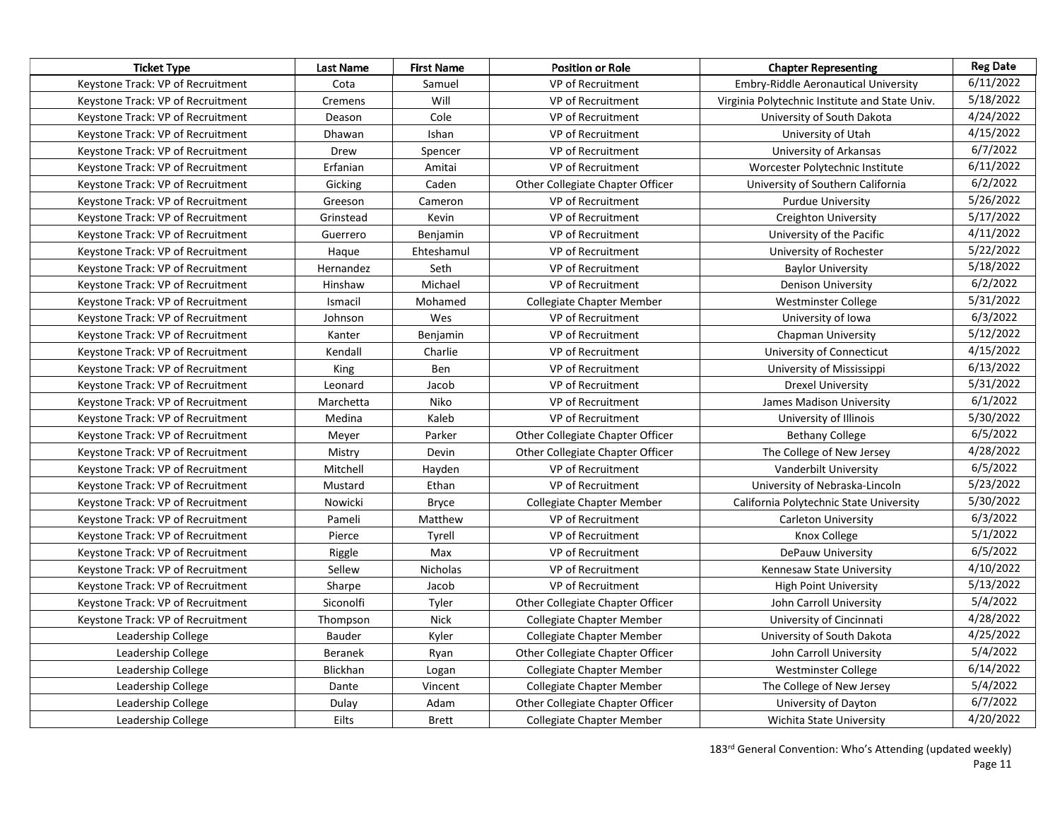| Ticket Type | Last Name | First Name | Position or Role | Chapter Representing | Reg Date |
|---|---|---|---|---|---|
| Keystone Track: VP of Recruitment | Cota | Samuel | VP of Recruitment | Embry-Riddle Aeronautical University | 6/11/2022 |
| Keystone Track: VP of Recruitment | Cremens | Will | VP of Recruitment | Virginia Polytechnic Institute and State Univ. | 5/18/2022 |
| Keystone Track: VP of Recruitment | Deason | Cole | VP of Recruitment | University of South Dakota | 4/24/2022 |
| Keystone Track: VP of Recruitment | Dhawan | Ishan | VP of Recruitment | University of Utah | 4/15/2022 |
| Keystone Track: VP of Recruitment | Drew | Spencer | VP of Recruitment | University of Arkansas | 6/7/2022 |
| Keystone Track: VP of Recruitment | Erfanian | Amitai | VP of Recruitment | Worcester Polytechnic Institute | 6/11/2022 |
| Keystone Track: VP of Recruitment | Gicking | Caden | Other Collegiate Chapter Officer | University of Southern California | 6/2/2022 |
| Keystone Track: VP of Recruitment | Greeson | Cameron | VP of Recruitment | Purdue University | 5/26/2022 |
| Keystone Track: VP of Recruitment | Grinstead | Kevin | VP of Recruitment | Creighton University | 5/17/2022 |
| Keystone Track: VP of Recruitment | Guerrero | Benjamin | VP of Recruitment | University of the Pacific | 4/11/2022 |
| Keystone Track: VP of Recruitment | Haque | Ehteshamul | VP of Recruitment | University of Rochester | 5/22/2022 |
| Keystone Track: VP of Recruitment | Hernandez | Seth | VP of Recruitment | Baylor University | 5/18/2022 |
| Keystone Track: VP of Recruitment | Hinshaw | Michael | VP of Recruitment | Denison University | 6/2/2022 |
| Keystone Track: VP of Recruitment | Ismacil | Mohamed | Collegiate Chapter Member | Westminster College | 5/31/2022 |
| Keystone Track: VP of Recruitment | Johnson | Wes | VP of Recruitment | University of Iowa | 6/3/2022 |
| Keystone Track: VP of Recruitment | Kanter | Benjamin | VP of Recruitment | Chapman University | 5/12/2022 |
| Keystone Track: VP of Recruitment | Kendall | Charlie | VP of Recruitment | University of Connecticut | 4/15/2022 |
| Keystone Track: VP of Recruitment | King | Ben | VP of Recruitment | University of Mississippi | 6/13/2022 |
| Keystone Track: VP of Recruitment | Leonard | Jacob | VP of Recruitment | Drexel University | 5/31/2022 |
| Keystone Track: VP of Recruitment | Marchetta | Niko | VP of Recruitment | James Madison University | 6/1/2022 |
| Keystone Track: VP of Recruitment | Medina | Kaleb | VP of Recruitment | University of Illinois | 5/30/2022 |
| Keystone Track: VP of Recruitment | Meyer | Parker | Other Collegiate Chapter Officer | Bethany College | 6/5/2022 |
| Keystone Track: VP of Recruitment | Mistry | Devin | Other Collegiate Chapter Officer | The College of New Jersey | 4/28/2022 |
| Keystone Track: VP of Recruitment | Mitchell | Hayden | VP of Recruitment | Vanderbilt University | 6/5/2022 |
| Keystone Track: VP of Recruitment | Mustard | Ethan | VP of Recruitment | University of Nebraska-Lincoln | 5/23/2022 |
| Keystone Track: VP of Recruitment | Nowicki | Bryce | Collegiate Chapter Member | California Polytechnic State University | 5/30/2022 |
| Keystone Track: VP of Recruitment | Pameli | Matthew | VP of Recruitment | Carleton University | 6/3/2022 |
| Keystone Track: VP of Recruitment | Pierce | Tyrell | VP of Recruitment | Knox College | 5/1/2022 |
| Keystone Track: VP of Recruitment | Riggle | Max | VP of Recruitment | DePauw University | 6/5/2022 |
| Keystone Track: VP of Recruitment | Sellew | Nicholas | VP of Recruitment | Kennesaw State University | 4/10/2022 |
| Keystone Track: VP of Recruitment | Sharpe | Jacob | VP of Recruitment | High Point University | 5/13/2022 |
| Keystone Track: VP of Recruitment | Siconolfi | Tyler | Other Collegiate Chapter Officer | John Carroll University | 5/4/2022 |
| Keystone Track: VP of Recruitment | Thompson | Nick | Collegiate Chapter Member | University of Cincinnati | 4/28/2022 |
| Leadership College | Bauder | Kyler | Collegiate Chapter Member | University of South Dakota | 4/25/2022 |
| Leadership College | Beranek | Ryan | Other Collegiate Chapter Officer | John Carroll University | 5/4/2022 |
| Leadership College | Blickhan | Logan | Collegiate Chapter Member | Westminster College | 6/14/2022 |
| Leadership College | Dante | Vincent | Collegiate Chapter Member | The College of New Jersey | 5/4/2022 |
| Leadership College | Dulay | Adam | Other Collegiate Chapter Officer | University of Dayton | 6/7/2022 |
| Leadership College | Eilts | Brett | Collegiate Chapter Member | Wichita State University | 4/20/2022 |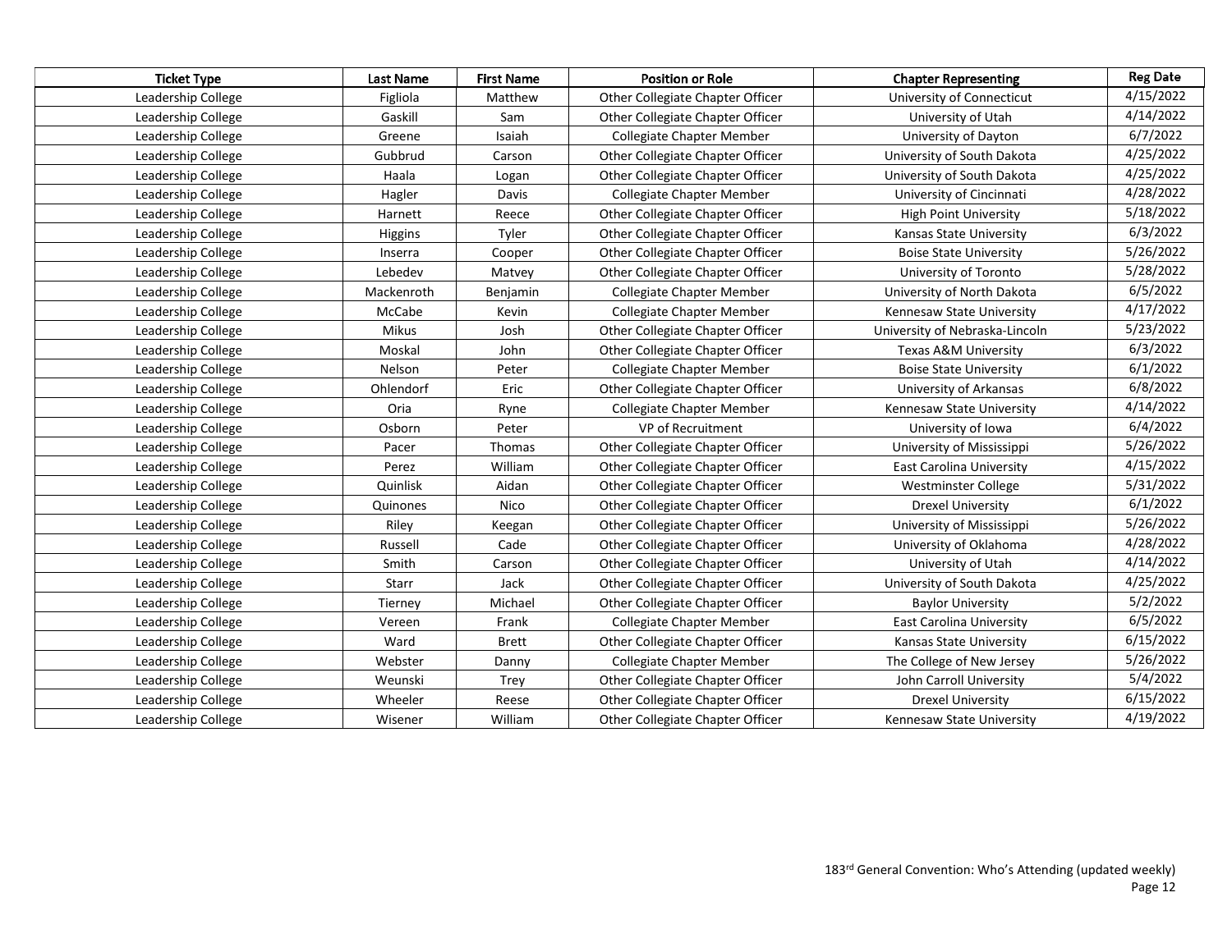| Ticket Type | Last Name | First Name | Position or Role | Chapter Representing | Reg Date |
|---|---|---|---|---|---|
| Leadership College | Figliola | Matthew | Other Collegiate Chapter Officer | University of Connecticut | 4/15/2022 |
| Leadership College | Gaskill | Sam | Other Collegiate Chapter Officer | University of Utah | 4/14/2022 |
| Leadership College | Greene | Isaiah | Collegiate Chapter Member | University of Dayton | 6/7/2022 |
| Leadership College | Gubbrud | Carson | Other Collegiate Chapter Officer | University of South Dakota | 4/25/2022 |
| Leadership College | Haala | Logan | Other Collegiate Chapter Officer | University of South Dakota | 4/25/2022 |
| Leadership College | Hagler | Davis | Collegiate Chapter Member | University of Cincinnati | 4/28/2022 |
| Leadership College | Harnett | Reece | Other Collegiate Chapter Officer | High Point University | 5/18/2022 |
| Leadership College | Higgins | Tyler | Other Collegiate Chapter Officer | Kansas State University | 6/3/2022 |
| Leadership College | Inserra | Cooper | Other Collegiate Chapter Officer | Boise State University | 5/26/2022 |
| Leadership College | Lebedev | Matvey | Other Collegiate Chapter Officer | University of Toronto | 5/28/2022 |
| Leadership College | Mackenroth | Benjamin | Collegiate Chapter Member | University of North Dakota | 6/5/2022 |
| Leadership College | McCabe | Kevin | Collegiate Chapter Member | Kennesaw State University | 4/17/2022 |
| Leadership College | Mikus | Josh | Other Collegiate Chapter Officer | University of Nebraska-Lincoln | 5/23/2022 |
| Leadership College | Moskal | John | Other Collegiate Chapter Officer | Texas A&M University | 6/3/2022 |
| Leadership College | Nelson | Peter | Collegiate Chapter Member | Boise State University | 6/1/2022 |
| Leadership College | Ohlendorf | Eric | Other Collegiate Chapter Officer | University of Arkansas | 6/8/2022 |
| Leadership College | Oria | Ryne | Collegiate Chapter Member | Kennesaw State University | 4/14/2022 |
| Leadership College | Osborn | Peter | VP of Recruitment | University of Iowa | 6/4/2022 |
| Leadership College | Pacer | Thomas | Other Collegiate Chapter Officer | University of Mississippi | 5/26/2022 |
| Leadership College | Perez | William | Other Collegiate Chapter Officer | East Carolina University | 4/15/2022 |
| Leadership College | Quinlisk | Aidan | Other Collegiate Chapter Officer | Westminster College | 5/31/2022 |
| Leadership College | Quinones | Nico | Other Collegiate Chapter Officer | Drexel University | 6/1/2022 |
| Leadership College | Riley | Keegan | Other Collegiate Chapter Officer | University of Mississippi | 5/26/2022 |
| Leadership College | Russell | Cade | Other Collegiate Chapter Officer | University of Oklahoma | 4/28/2022 |
| Leadership College | Smith | Carson | Other Collegiate Chapter Officer | University of Utah | 4/14/2022 |
| Leadership College | Starr | Jack | Other Collegiate Chapter Officer | University of South Dakota | 4/25/2022 |
| Leadership College | Tierney | Michael | Other Collegiate Chapter Officer | Baylor University | 5/2/2022 |
| Leadership College | Vereen | Frank | Collegiate Chapter Member | East Carolina University | 6/5/2022 |
| Leadership College | Ward | Brett | Other Collegiate Chapter Officer | Kansas State University | 6/15/2022 |
| Leadership College | Webster | Danny | Collegiate Chapter Member | The College of New Jersey | 5/26/2022 |
| Leadership College | Weunski | Trey | Other Collegiate Chapter Officer | John Carroll University | 5/4/2022 |
| Leadership College | Wheeler | Reese | Other Collegiate Chapter Officer | Drexel University | 6/15/2022 |
| Leadership College | Wisener | William | Other Collegiate Chapter Officer | Kennesaw State University | 4/19/2022 |